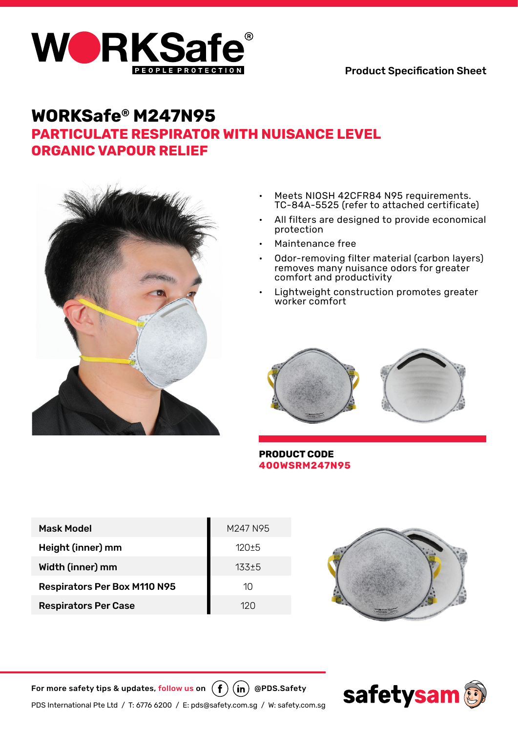# WORKSafe® M247N95

## PARTICULATE RESPIRATOR WITH NUISANCE LEVEL ORGANIC VAPOUR RELIEF

- Meets NIOSH 42CFR84 N95 requirements. TC-84A-5525 (refer to attached certificate)
- All filters are designed to provide economical protection
- Maintenance free
- Odor-removing filter material (carbon layers) removes many nuisance odors for greater comfort and productivity
- Lightweight construction promotes greater worker comfort

**PRODUCT CODE**
**400WSRM247N95**

| Mask Model | M247 N95 |
|---|---|
| Height (inner) mm | 120±5 |
| Width (inner) mm | 133±5 |
| Respirators Per Box M110 N95 | 10 |
| Respirators Per Case | 120 |

For more safety tips & updates, follow us on @PDS.Safety

PDS International Pte Ltd / T: 6776 6200 / E: pds@safety.com.sg / W: safety.com.sg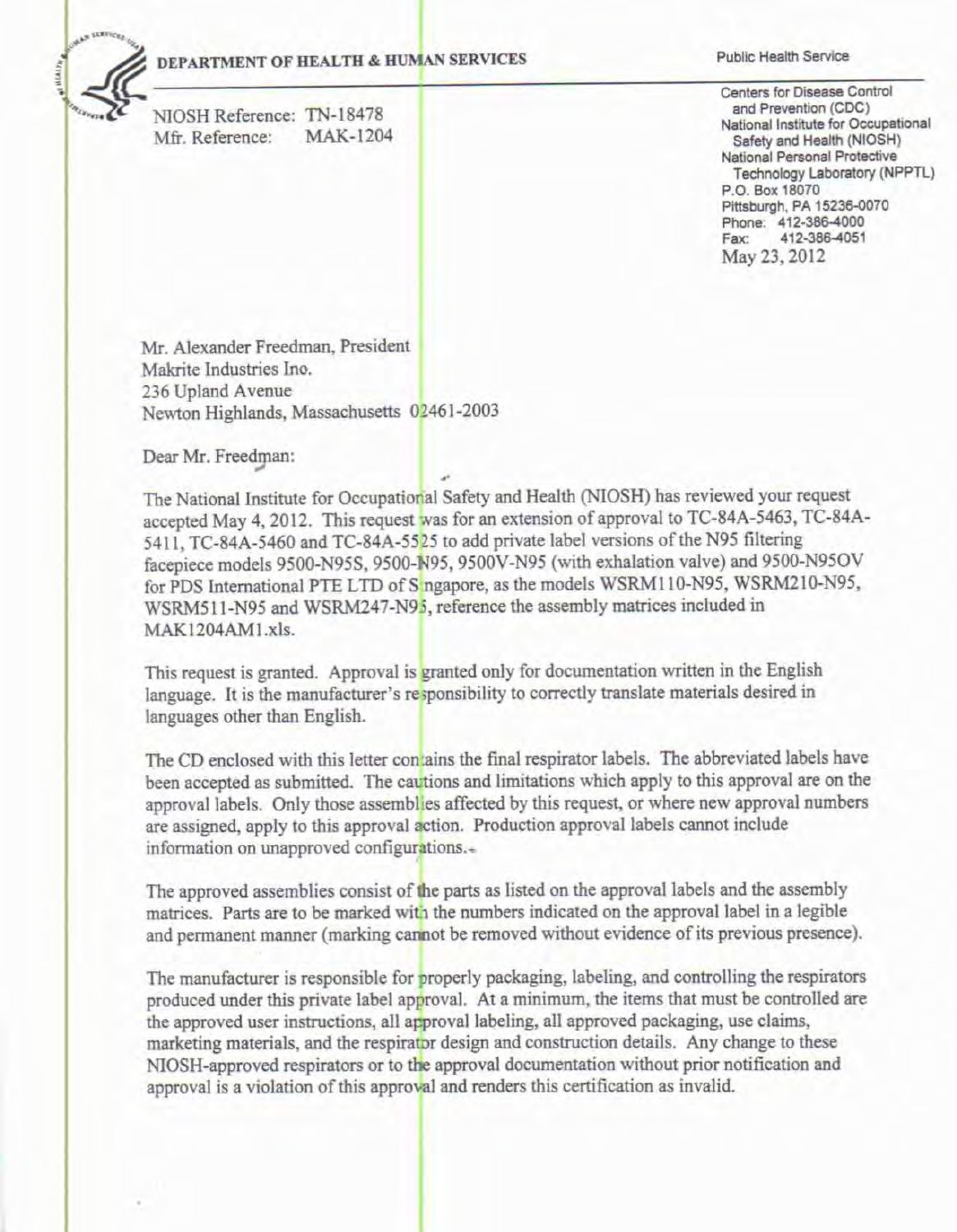**DEPARTMENT OF HEALTH & HUMAN SERVICES**

Public Health Service

NIOSH Reference: TN-18478
Mfr. Reference: MAK-1204

Centers for Disease Control and Prevention (CDC)
National Institute for Occupational Safety and Health (NIOSH)
National Personal Protective Technology Laboratory (NPPTL)
P.O. Box 18070
Pittsburgh, PA 15236-0070
Phone: 412-386-4000
Fax: 412-386-4051
May 23, 2012

Mr. Alexander Freedman, President
Makrite Industries Ino.
236 Upland Avenue
Newton Highlands, Massachusetts 02461-2003

Dear Mr. Freedman:

The National Institute for Occupational Safety and Health (NIOSH) has reviewed your request accepted May 4, 2012. This request was for an extension of approval to TC-84A-5463, TC-84A-5411, TC-84A-5460 and TC-84A-5525 to add private label versions of the N95 filtering facepiece models 9500-N95S, 9500-N95, 9500V-N95 (with exhalation valve) and 9500-N95OV for PDS International PTE LTD of Singapore, as the models WSRM110-N95, WSRM210-N95, WSRM511-N95 and WSRM247-N95, reference the assembly matrices included in MAK1204AM1.xls.

This request is granted. Approval is granted only for documentation written in the English language. It is the manufacturer's responsibility to correctly translate materials desired in languages other than English.

The CD enclosed with this letter contains the final respirator labels. The abbreviated labels have been accepted as submitted. The cautions and limitations which apply to this approval are on the approval labels. Only those assemblies affected by this request, or where new approval numbers are assigned, apply to this approval action. Production approval labels cannot include information on unapproved configurations.

The approved assemblies consist of the parts as listed on the approval labels and the assembly matrices. Parts are to be marked with the numbers indicated on the approval label in a legible and permanent manner (marking cannot be removed without evidence of its previous presence).

The manufacturer is responsible for properly packaging, labeling, and controlling the respirators produced under this private label approval. At a minimum, the items that must be controlled are the approved user instructions, all approval labeling, all approved packaging, use claims, marketing materials, and the respirator design and construction details. Any change to these NIOSH-approved respirators or to the approval documentation without prior notification and approval is a violation of this approval and renders this certification as invalid.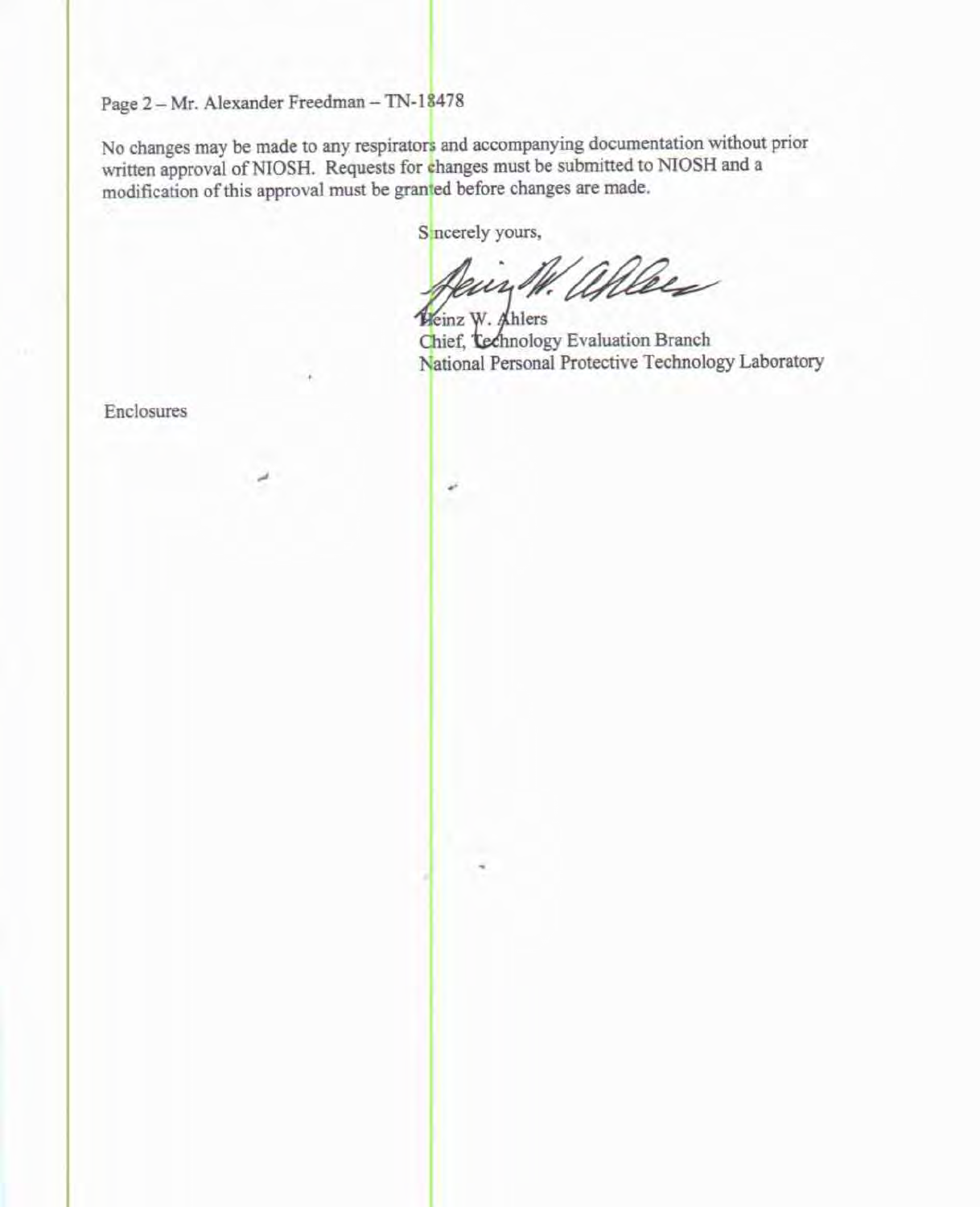Page 2 – Mr. Alexander Freedman – TN-18478

No changes may be made to any respirators and accompanying documentation without prior written approval of NIOSH. Requests for changes must be submitted to NIOSH and a modification of this approval must be granted before changes are made.

Sincerely yours,

Heinz W. Ahlers
Chief, Technology Evaluation Branch
National Personal Protective Technology Laboratory

Enclosures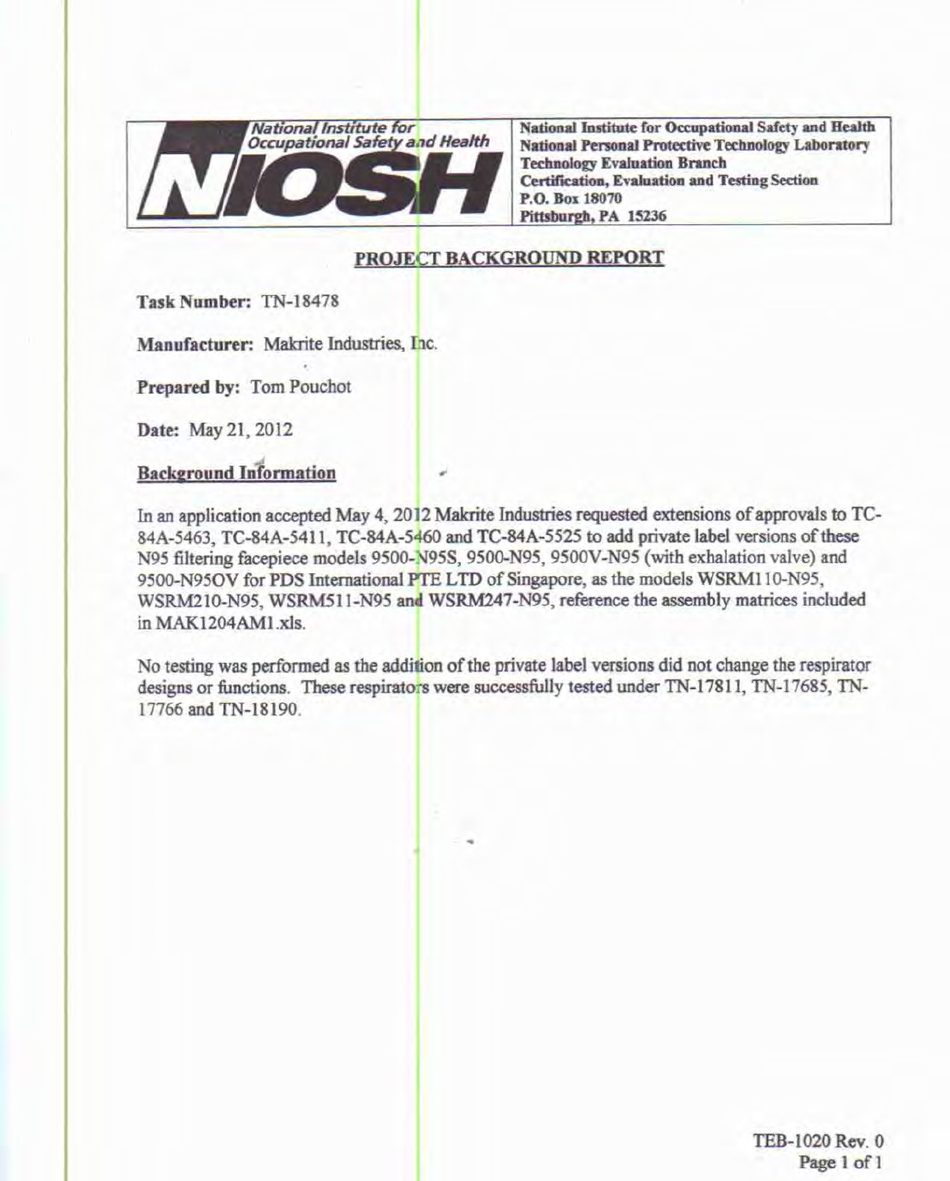| National Institute for Occupational Safety and Health NIOSH | National Institute for Occupational Safety and Health<br>National Personal Protective Technology Laboratory<br>Technology Evaluation Branch<br>Certification, Evaluation and Testing Section<br>P.O. Box 18070<br>Pittsburgh, PA 15236 |
|---|---|

# PROJECT BACKGROUND REPORT

**Task Number:** TN-18478

**Manufacturer:** Makrite Industries, Inc.

**Prepared by:** Tom Pouchot

**Date:** May 21, 2012

## Background Information

In an application accepted May 4, 2012 Makrite Industries requested extensions of approvals to TC-84A-5463, TC-84A-5411, TC-84A-5460 and TC-84A-5525 to add private label versions of these N95 filtering facepiece models 9500-N95S, 9500-N95, 9500V-N95 (with exhalation valve) and 9500-N95OV for PDS International PTE LTD of Singapore, as the models WSRM110-N95, WSRM210-N95, WSRM511-N95 and WSRM247-N95, reference the assembly matrices included in MAK1204AM1.xls.

No testing was performed as the addition of the private label versions did not change the respirator designs or functions. These respirators were successfully tested under TN-17811, TN-17685, TN-17766 and TN-18190.

TEB-1020 Rev. 0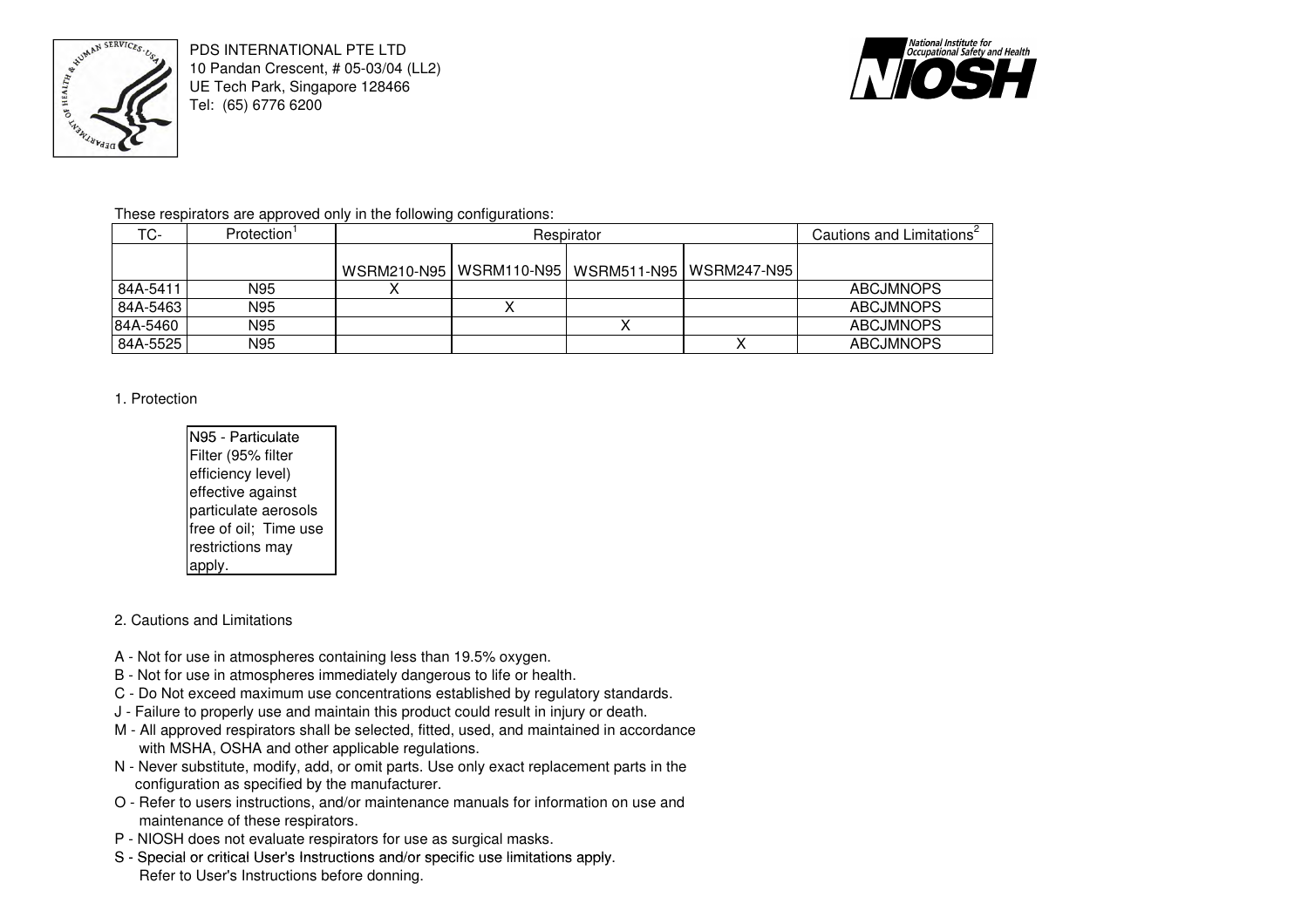PDS INTERNATIONAL PTE LTD
10 Pandan Crescent, # 05-03/04 (LL2)
UE Tech Park, Singapore 128466
Tel: (65) 6776 6200

These respirators are approved only in the following configurations:

| TC- | Protection[1] | Respirator | | | | Cautions and Limitations[2] |
|---|---|---|---|---|---|---|
| | | WSRM210-N95 | WSRM110-N95 | WSRM511-N95 | WSRM247-N95 | |
| 84A-5411 | N95 | X | | | | ABCJMNOPS |
| 84A-5463 | N95 | | X | | | ABCJMNOPS |
| 84A-5460 | N95 | | | X | | ABCJMNOPS |
| 84A-5525 | N95 | | | | X | ABCJMNOPS |

1. Protection

| |
|---|
| N95 - Particulate Filter (95% filter efficiency level) effective against particulate aerosols free of oil; Time use restrictions may apply. |

2. Cautions and Limitations

A - Not for use in atmospheres containing less than 19.5% oxygen.
B - Not for use in atmospheres immediately dangerous to life or health.
C - Do Not exceed maximum use concentrations established by regulatory standards.
J - Failure to properly use and maintain this product could result in injury or death.
M - All approved respirators shall be selected, fitted, used, and maintained in accordance with MSHA, OSHA and other applicable regulations.
N - Never substitute, modify, add, or omit parts. Use only exact replacement parts in the configuration as specified by the manufacturer.
O - Refer to users instructions, and/or maintenance manuals for information on use and maintenance of these respirators.
P - NIOSH does not evaluate respirators for use as surgical masks.
S - Special or critical User's Instructions and/or specific use limitations apply. Refer to User's Instructions before donning.